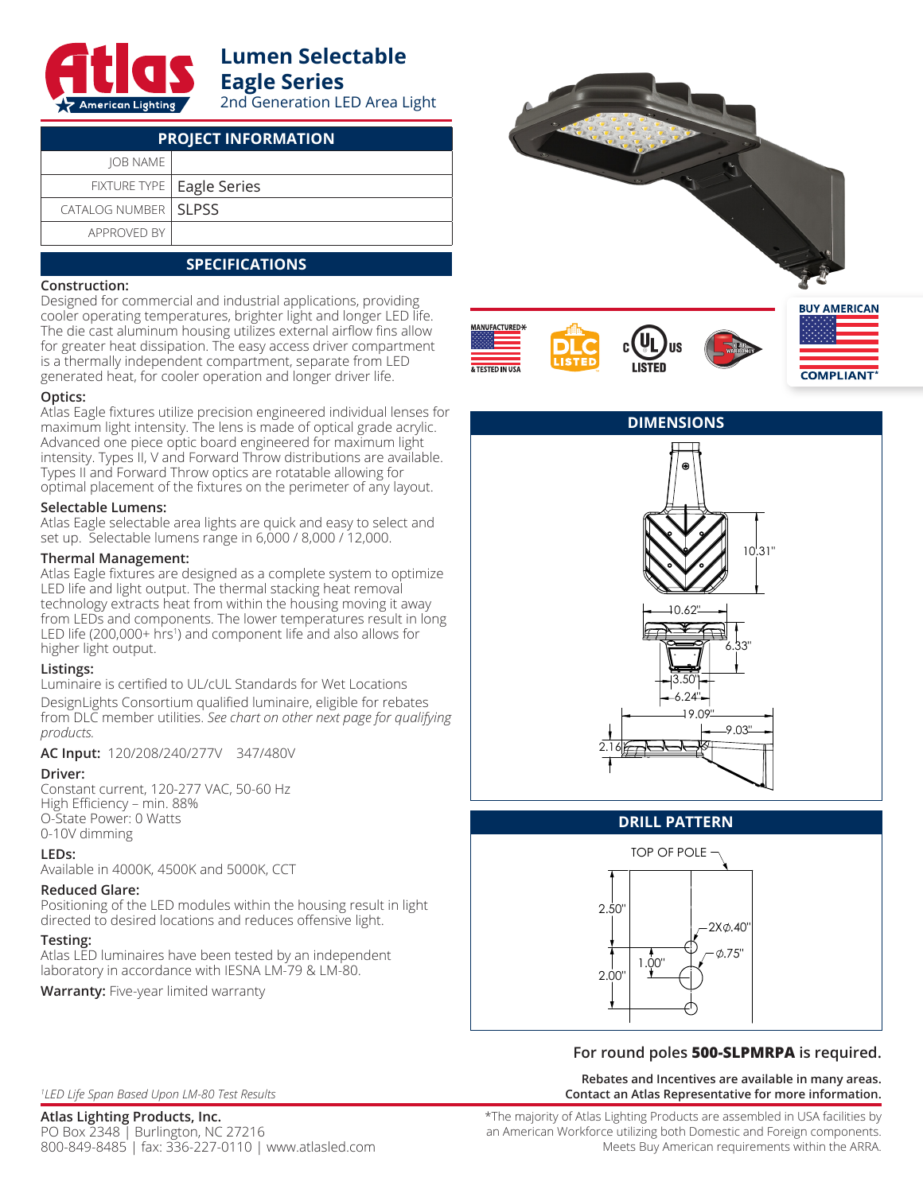# Lumen Selectable Eagle Series

2nd Generation LED Area Light

## PROJECT INFORMATION

| | |
|---|---|
| JOB NAME | |
| FIXTURE TYPE | Eagle Series |
| CATALOG NUMBER | SLPSS |
| APPROVED BY | |

## SPECIFICATIONS

**Construction:**
Designed for commercial and industrial applications, providing cooler operating temperatures, brighter light and longer LED life. The die cast aluminum housing utilizes external airflow fins allow for greater heat dissipation. The easy access driver compartment is a thermally independent compartment, separate from LED generated heat, for cooler operation and longer driver life.

**Optics:**
Atlas Eagle fixtures utilize precision engineered individual lenses for maximum light intensity. The lens is made of optical grade acrylic. Advanced one piece optic board engineered for maximum light intensity. Types II, V and Forward Throw distributions are available. Types II and Forward Throw optics are rotatable allowing for optimal placement of the fixtures on the perimeter of any layout.

**Selectable Lumens:**
Atlas Eagle selectable area lights are quick and easy to select and set up. Selectable lumens range in 6,000 / 8,000 / 12,000.

**Thermal Management:**
Atlas Eagle fixtures are designed as a complete system to optimize LED life and light output. The thermal stacking heat removal technology extracts heat from within the housing moving it away from LEDs and components. The lower temperatures result in long LED life (200,000+ hrs[1]) and component life and also allows for higher light output.

**Listings:**
Luminaire is certified to UL/cUL Standards for Wet Locations

DesignLights Consortium qualified luminaire, eligible for rebates from DLC member utilities. *See chart on other next page for qualifying products.*

**AC Input:** 120/208/240/277V 347/480V

**Driver:**
Constant current, 120-277 VAC, 50-60 Hz
High Efficiency – min. 88%
O-State Power: 0 Watts
0-10V dimming

**LEDs:**
Available in 4000K, 4500K and 5000K, CCT

**Reduced Glare:**
Positioning of the LED modules within the housing result in light directed to desired locations and reduces offensive light.

**Testing:**
Atlas LED luminaires have been tested by an independent laboratory in accordance with IESNA LM-79 & LM-80.

**Warranty:** Five-year limited warranty

MANUFACTURED & TESTED IN USA | DLC LISTED | cULus LISTED | 5 YR WARRANTY | BUY AMERICAN COMPLIANT*

## DIMENSIONS

10.31" | 10.62" | 6.33" | 3.50" | 6.24" | 19.09" | 9.03" | 2.16"

## DRILL PATTERN

TOP OF POLE

2.50" | 2X Ø.40" | Ø.75" | 1.00" | 2.00"

**For round poles 500-SLPMRPA is required.**

**Rebates and Incentives are available in many areas. Contact an Atlas Representative for more information.**

*[1]LED Life Span Based Upon LM-80 Test Results*

**Atlas Lighting Products, Inc.**
PO Box 2348 | Burlington, NC 27216
800-849-8485 | fax: 336-227-0110 | www.atlasled.com

*The majority of Atlas Lighting Products are assembled in USA facilities by an American Workforce utilizing both Domestic and Foreign components. Meets Buy American requirements within the ARRA.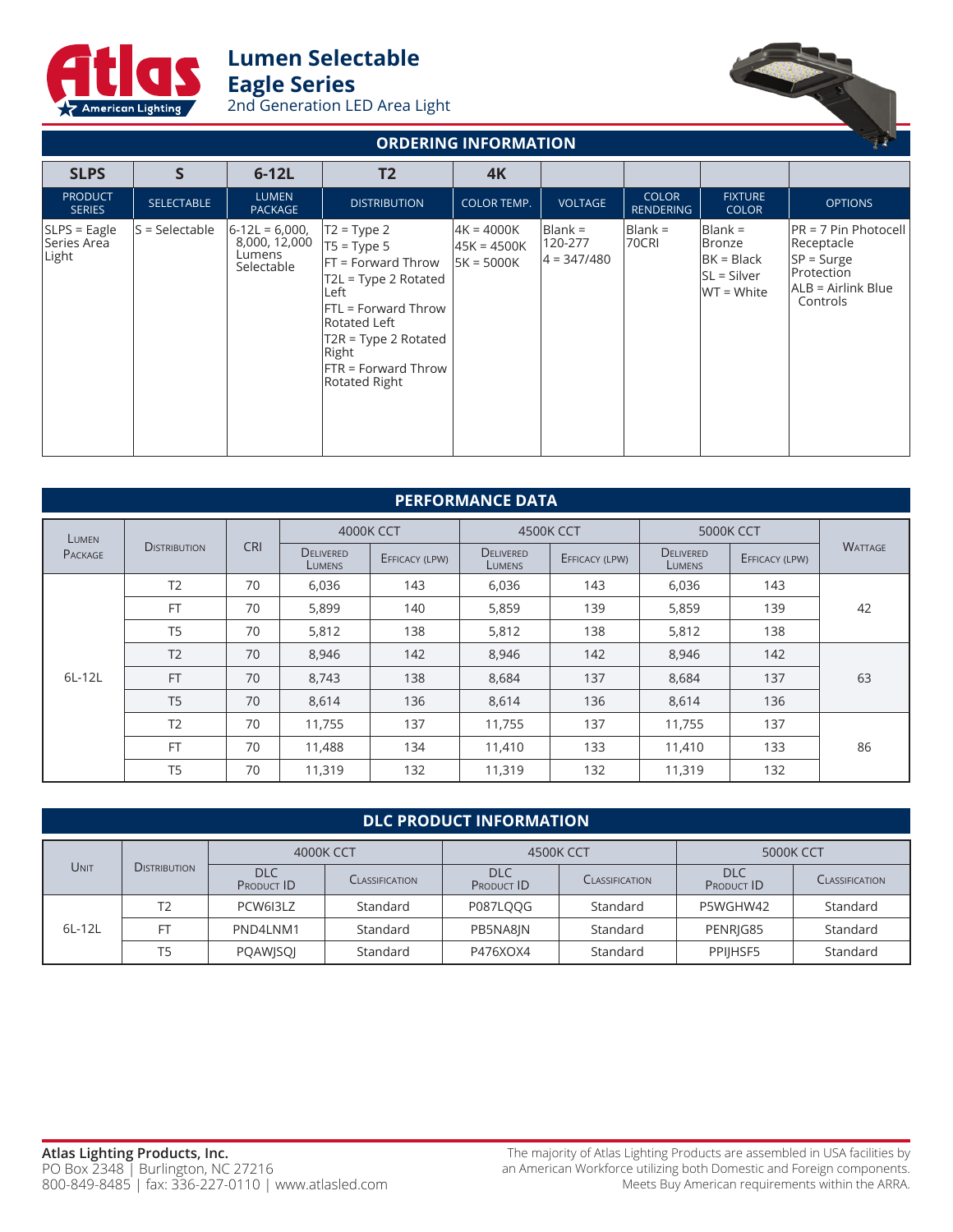# Lumen Selectable Eagle Series

2nd Generation LED Area Light

## ORDERING INFORMATION

| SLPS | S | 6-12L | T2 | 4K | | | | |
|---|---|---|---|---|---|---|---|---|
| PRODUCT SERIES | SELECTABLE | LUMEN PACKAGE | DISTRIBUTION | COLOR TEMP. | VOLTAGE | COLOR RENDERING | FIXTURE COLOR | OPTIONS |
| SLPS = Eagle Series Area Light | S = Selectable | 6-12L = 6,000, 8,000, 12,000 Lumens Selectable | T2 = Type 2<br>T5 = Type 5<br>FT = Forward Throw<br>T2L = Type 2 Rotated Left<br>FTL = Forward Throw Rotated Left<br>T2R = Type 2 Rotated Right<br>FTR = Forward Throw Rotated Right | 4K = 4000K<br>45K = 4500K<br>5K = 5000K | Blank = 120-277<br>4 = 347/480 | Blank = 70CRI | Blank = Bronze<br>BK = Black<br>SL = Silver<br>WT = White | PR = 7 Pin Photocell Receptacle<br>SP = Surge Protection<br>ALB = Airlink Blue Controls |

## PERFORMANCE DATA

| Lumen Package | Distribution | CRI | 4000K CCT | | 4500K CCT | | 5000K CCT | | Wattage |
|---|---|---|---|---|---|---|---|---|---|
| | | | Delivered Lumens | Efficacy (LPW) | Delivered Lumens | Efficacy (LPW) | Delivered Lumens | Efficacy (LPW) | |
| 6L-12L | T2 | 70 | 6,036 | 143 | 6,036 | 143 | 6,036 | 143 | 42 |
| | FT | 70 | 5,899 | 140 | 5,859 | 139 | 5,859 | 139 | |
| | T5 | 70 | 5,812 | 138 | 5,812 | 138 | 5,812 | 138 | |
| | T2 | 70 | 8,946 | 142 | 8,946 | 142 | 8,946 | 142 | 63 |
| | FT | 70 | 8,743 | 138 | 8,684 | 137 | 8,684 | 137 | |
| | T5 | 70 | 8,614 | 136 | 8,614 | 136 | 8,614 | 136 | |
| | T2 | 70 | 11,755 | 137 | 11,755 | 137 | 11,755 | 137 | 86 |
| | FT | 70 | 11,488 | 134 | 11,410 | 133 | 11,410 | 133 | |
| | T5 | 70 | 11,319 | 132 | 11,319 | 132 | 11,319 | 132 | |

## DLC PRODUCT INFORMATION

| Unit | Distribution | 4000K CCT | | 4500K CCT | | 5000K CCT | |
|---|---|---|---|---|---|---|---|
| | | DLC Product ID | Classification | DLC Product ID | Classification | DLC Product ID | Classification |
| 6L-12L | T2 | PCW6I3LZ | Standard | P087LQQG | Standard | P5WGHW42 | Standard |
| | FT | PND4LNM1 | Standard | PB5NA8JN | Standard | PENRJG85 | Standard |
| | T5 | PQAWJSQJ | Standard | P476XOX4 | Standard | PPIJHSF5 | Standard |

**Atlas Lighting Products, Inc.**
PO Box 2348 | Burlington, NC 27216
800-849-8485 | fax: 336-227-0110 | www.atlasled.com

The majority of Atlas Lighting Products are assembled in USA facilities by an American Workforce utilizing both Domestic and Foreign components. Meets Buy American requirements within the ARRA.